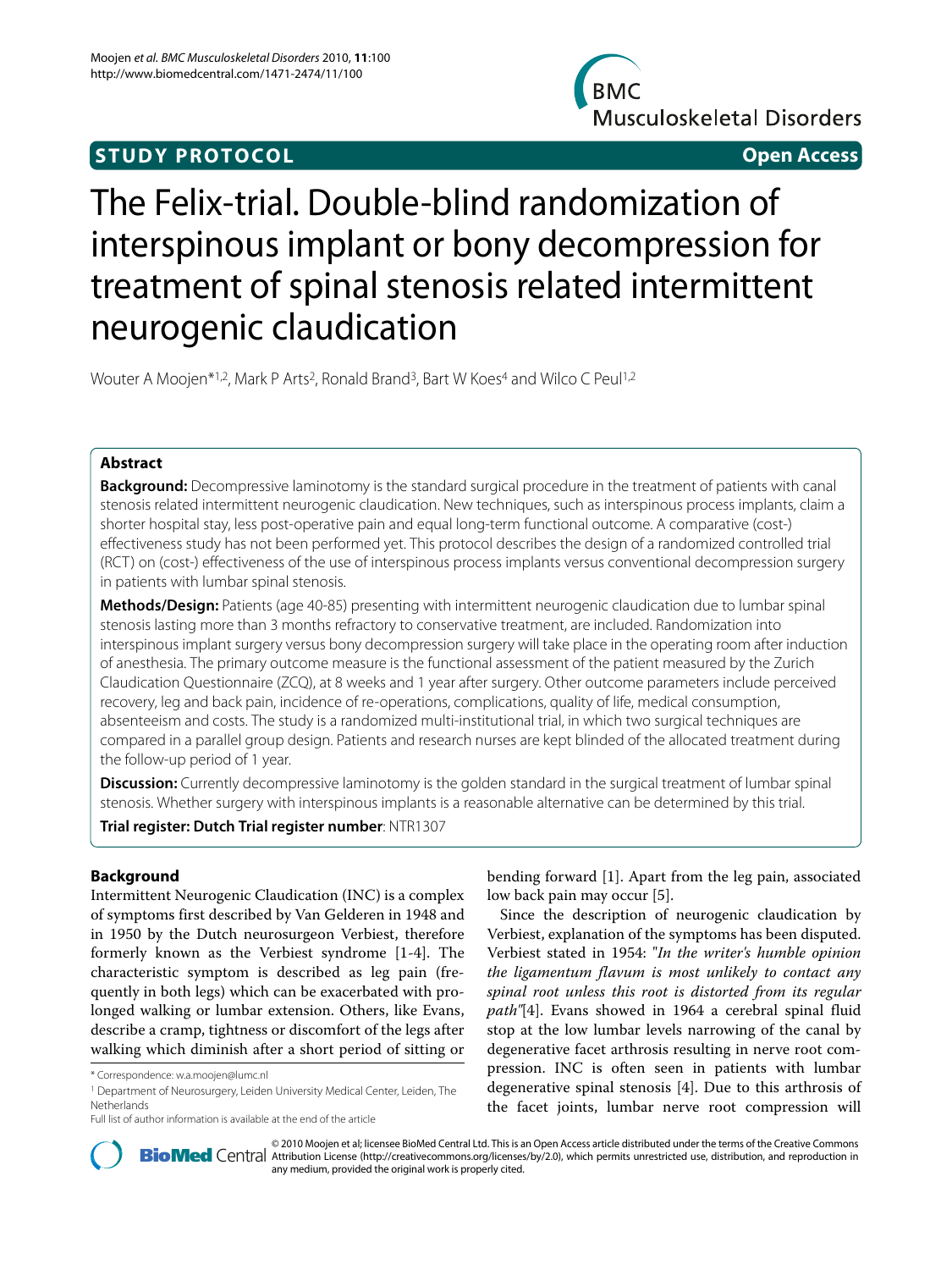**STUDY PROTOCOL** **Open Access**

# The Felix-trial. Double-blind randomization of interspinous implant or bony decompression for treatment of spinal stenosis related intermittent neurogenic claudication

Wouter A Moojen*[1,2], Mark P Arts[2], Ronald Brand[3], Bart W Koes[4] and Wilco C Peul[1,2]

## Abstract

**Background:** Decompressive laminotomy is the standard surgical procedure in the treatment of patients with canal stenosis related intermittent neurogenic claudication. New techniques, such as interspinous process implants, claim a shorter hospital stay, less post-operative pain and equal long-term functional outcome. A comparative (cost-) effectiveness study has not been performed yet. This protocol describes the design of a randomized controlled trial (RCT) on (cost-) effectiveness of the use of interspinous process implants versus conventional decompression surgery in patients with lumbar spinal stenosis.

**Methods/Design:** Patients (age 40-85) presenting with intermittent neurogenic claudication due to lumbar spinal stenosis lasting more than 3 months refractory to conservative treatment, are included. Randomization into interspinous implant surgery versus bony decompression surgery will take place in the operating room after induction of anesthesia. The primary outcome measure is the functional assessment of the patient measured by the Zurich Claudication Questionnaire (ZCQ), at 8 weeks and 1 year after surgery. Other outcome parameters include perceived recovery, leg and back pain, incidence of re-operations, complications, quality of life, medical consumption, absenteeism and costs. The study is a randomized multi-institutional trial, in which two surgical techniques are compared in a parallel group design. Patients and research nurses are kept blinded of the allocated treatment during the follow-up period of 1 year.

**Discussion:** Currently decompressive laminotomy is the golden standard in the surgical treatment of lumbar spinal stenosis. Whether surgery with interspinous implants is a reasonable alternative can be determined by this trial.

**Trial register: Dutch Trial register number**: NTR1307

## Background

Intermittent Neurogenic Claudication (INC) is a complex of symptoms first described by Van Gelderen in 1948 and in 1950 by the Dutch neurosurgeon Verbiest, therefore formerly known as the Verbiest syndrome [1-4]. The characteristic symptom is described as leg pain (frequently in both legs) which can be exacerbated with prolonged walking or lumbar extension. Others, like Evans, describe a cramp, tightness or discomfort of the legs after walking which diminish after a short period of sitting or bending forward [1]. Apart from the leg pain, associated low back pain may occur [5].

Since the description of neurogenic claudication by Verbiest, explanation of the symptoms has been disputed. Verbiest stated in 1954: "*In the writer's humble opinion the ligamentum flavum is most unlikely to contact any spinal root unless this root is distorted from its regular path*"[4]. Evans showed in 1964 a cerebral spinal fluid stop at the low lumbar levels narrowing of the canal by degenerative facet arthrosis resulting in nerve root compression. INC is often seen in patients with lumbar degenerative spinal stenosis [4]. Due to this arthrosis of the facet joints, lumbar nerve root compression will

\* Correspondence: w.a.moojen@lumc.nl

[1] Department of Neurosurgery, Leiden University Medical Center, Leiden, The Netherlands

Full list of author information is available at the end of the article

© 2010 Moojen et al; licensee BioMed Central Ltd. This is an Open Access article distributed under the terms of the Creative Commons Attribution License (http://creativecommons.org/licenses/by/2.0), which permits unrestricted use, distribution, and reproduction in any medium, provided the original work is properly cited.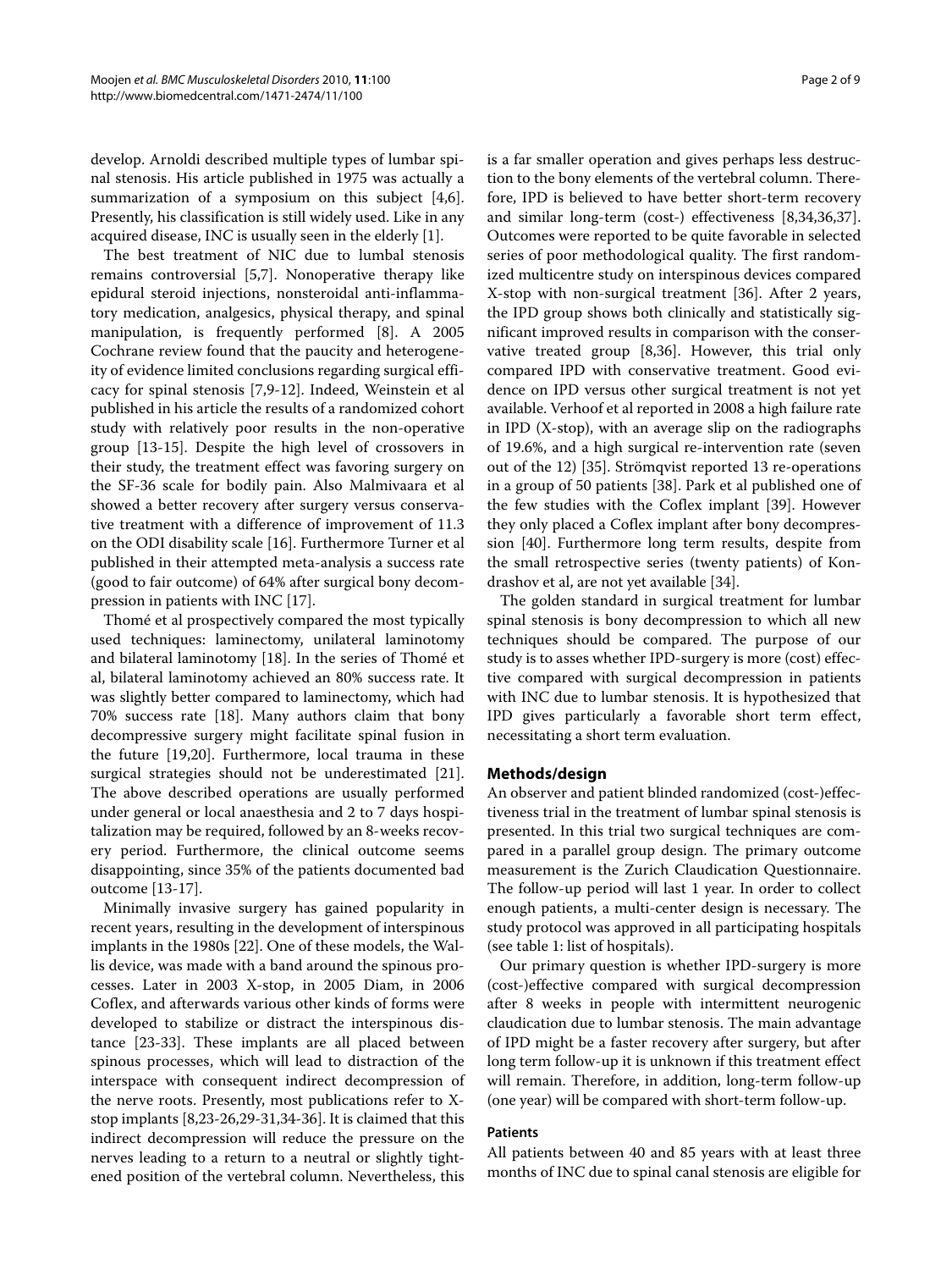develop. Arnoldi described multiple types of lumbar spinal stenosis. His article published in 1975 was actually a summarization of a symposium on this subject [4,6]. Presently, his classification is still widely used. Like in any acquired disease, INC is usually seen in the elderly [1].

The best treatment of NIC due to lumbal stenosis remains controversial [5,7]. Nonoperative therapy like epidural steroid injections, nonsteroidal anti-inflammatory medication, analgesics, physical therapy, and spinal manipulation, is frequently performed [8]. A 2005 Cochrane review found that the paucity and heterogeneity of evidence limited conclusions regarding surgical efficacy for spinal stenosis [7,9-12]. Indeed, Weinstein et al published in his article the results of a randomized cohort study with relatively poor results in the non-operative group [13-15]. Despite the high level of crossovers in their study, the treatment effect was favoring surgery on the SF-36 scale for bodily pain. Also Malmivaara et al showed a better recovery after surgery versus conservative treatment with a difference of improvement of 11.3 on the ODI disability scale [16]. Furthermore Turner et al published in their attempted meta-analysis a success rate (good to fair outcome) of 64% after surgical bony decompression in patients with INC [17].

Thomé et al prospectively compared the most typically used techniques: laminectomy, unilateral laminotomy and bilateral laminotomy [18]. In the series of Thomé et al, bilateral laminotomy achieved an 80% success rate. It was slightly better compared to laminectomy, which had 70% success rate [18]. Many authors claim that bony decompressive surgery might facilitate spinal fusion in the future [19,20]. Furthermore, local trauma in these surgical strategies should not be underestimated [21]. The above described operations are usually performed under general or local anaesthesia and 2 to 7 days hospitalization may be required, followed by an 8-weeks recovery period. Furthermore, the clinical outcome seems disappointing, since 35% of the patients documented bad outcome [13-17].

Minimally invasive surgery has gained popularity in recent years, resulting in the development of interspinous implants in the 1980s [22]. One of these models, the Wallis device, was made with a band around the spinous processes. Later in 2003 X-stop, in 2005 Diam, in 2006 Coflex, and afterwards various other kinds of forms were developed to stabilize or distract the interspinous distance [23-33]. These implants are all placed between spinous processes, which will lead to distraction of the interspace with consequent indirect decompression of the nerve roots. Presently, most publications refer to X-stop implants [8,23-26,29-31,34-36]. It is claimed that this indirect decompression will reduce the pressure on the nerves leading to a return to a neutral or slightly tightened position of the vertebral column. Nevertheless, this is a far smaller operation and gives perhaps less destruction to the bony elements of the vertebral column. Therefore, IPD is believed to have better short-term recovery and similar long-term (cost-) effectiveness [8,34,36,37]. Outcomes were reported to be quite favorable in selected series of poor methodological quality. The first randomized multicentre study on interspinous devices compared X-stop with non-surgical treatment [36]. After 2 years, the IPD group shows both clinically and statistically significant improved results in comparison with the conservative treated group [8,36]. However, this trial only compared IPD with conservative treatment. Good evidence on IPD versus other surgical treatment is not yet available. Verhoof et al reported in 2008 a high failure rate in IPD (X-stop), with an average slip on the radiographs of 19.6%, and a high surgical re-intervention rate (seven out of the 12) [35]. Strömqvist reported 13 re-operations in a group of 50 patients [38]. Park et al published one of the few studies with the Coflex implant [39]. However they only placed a Coflex implant after bony decompression [40]. Furthermore long term results, despite from the small retrospective series (twenty patients) of Kondrashov et al, are not yet available [34].

The golden standard in surgical treatment for lumbar spinal stenosis is bony decompression to which all new techniques should be compared. The purpose of our study is to asses whether IPD-surgery is more (cost) effective compared with surgical decompression in patients with INC due to lumbar stenosis. It is hypothesized that IPD gives particularly a favorable short term effect, necessitating a short term evaluation.

## Methods/design

An observer and patient blinded randomized (cost-)effectiveness trial in the treatment of lumbar spinal stenosis is presented. In this trial two surgical techniques are compared in a parallel group design. The primary outcome measurement is the Zurich Claudication Questionnaire. The follow-up period will last 1 year. In order to collect enough patients, a multi-center design is necessary. The study protocol was approved in all participating hospitals (see table 1: list of hospitals).

Our primary question is whether IPD-surgery is more (cost-)effective compared with surgical decompression after 8 weeks in people with intermittent neurogenic claudication due to lumbar stenosis. The main advantage of IPD might be a faster recovery after surgery, but after long term follow-up it is unknown if this treatment effect will remain. Therefore, in addition, long-term follow-up (one year) will be compared with short-term follow-up.

### Patients

All patients between 40 and 85 years with at least three months of INC due to spinal canal stenosis are eligible for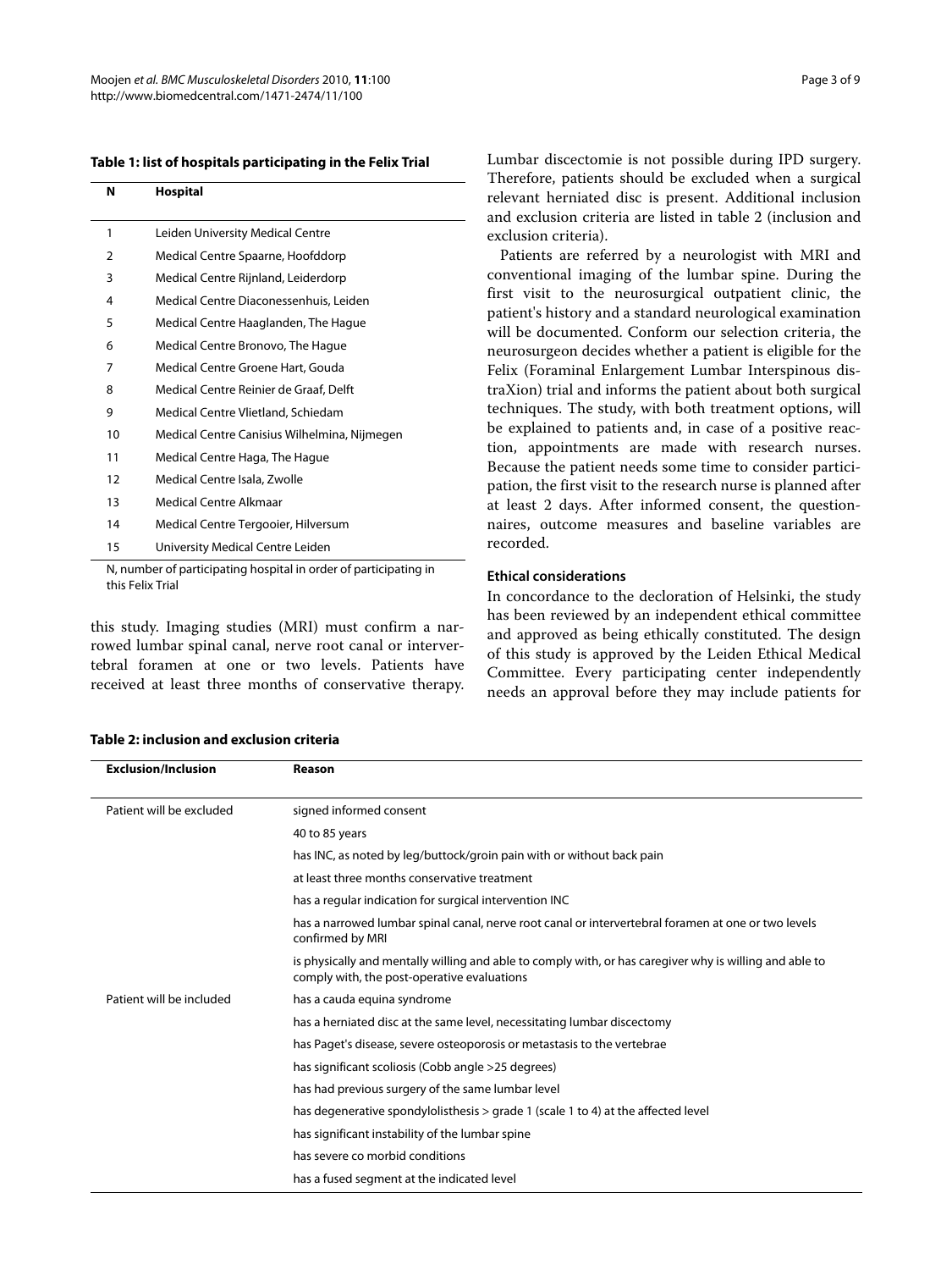**Table 1: list of hospitals participating in the Felix Trial**

| N | Hospital |
|---|---|
| 1 | Leiden University Medical Centre |
| 2 | Medical Centre Spaarne, Hoofddorp |
| 3 | Medical Centre Rijnland, Leiderdorp |
| 4 | Medical Centre Diaconessenhuis, Leiden |
| 5 | Medical Centre Haaglanden, The Hague |
| 6 | Medical Centre Bronovo, The Hague |
| 7 | Medical Centre Groene Hart, Gouda |
| 8 | Medical Centre Reinier de Graaf, Delft |
| 9 | Medical Centre Vlietland, Schiedam |
| 10 | Medical Centre Canisius Wilhelmina, Nijmegen |
| 11 | Medical Centre Haga, The Hague |
| 12 | Medical Centre Isala, Zwolle |
| 13 | Medical Centre Alkmaar |
| 14 | Medical Centre Tergooier, Hilversum |
| 15 | University Medical Centre Leiden |

N, number of participating hospital in order of participating in this Felix Trial

this study. Imaging studies (MRI) must confirm a narrowed lumbar spinal canal, nerve root canal or intervertebral foramen at one or two levels. Patients have received at least three months of conservative therapy. Lumbar discectomie is not possible during IPD surgery. Therefore, patients should be excluded when a surgical relevant herniated disc is present. Additional inclusion and exclusion criteria are listed in table 2 (inclusion and exclusion criteria).

Patients are referred by a neurologist with MRI and conventional imaging of the lumbar spine. During the first visit to the neurosurgical outpatient clinic, the patient's history and a standard neurological examination will be documented. Conform our selection criteria, the neurosurgeon decides whether a patient is eligible for the Felix (Foraminal Enlargement Lumbar Interspinous distraXion) trial and informs the patient about both surgical techniques. The study, with both treatment options, will be explained to patients and, in case of a positive reaction, appointments are made with research nurses. Because the patient needs some time to consider participation, the first visit to the research nurse is planned after at least 2 days. After informed consent, the questionnaires, outcome measures and baseline variables are recorded.

### Ethical considerations

In concordance to the decloration of Helsinki, the study has been reviewed by an independent ethical committee and approved as being ethically constituted. The design of this study is approved by the Leiden Ethical Medical Committee. Every participating center independently needs an approval before they may include patients for

**Table 2: inclusion and exclusion criteria**

| Exclusion/Inclusion | Reason |
|---|---|
| Patient will be excluded | signed informed consent |
| | 40 to 85 years |
| | has INC, as noted by leg/buttock/groin pain with or without back pain |
| | at least three months conservative treatment |
| | has a regular indication for surgical intervention INC |
| | has a narrowed lumbar spinal canal, nerve root canal or intervertebral foramen at one or two levels confirmed by MRI |
| | is physically and mentally willing and able to comply with, or has caregiver why is willing and able to comply with, the post-operative evaluations |
| Patient will be included | has a cauda equina syndrome |
| | has a herniated disc at the same level, necessitating lumbar discectomy |
| | has Paget's disease, severe osteoporosis or metastasis to the vertebrae |
| | has significant scoliosis (Cobb angle >25 degrees) |
| | has had previous surgery of the same lumbar level |
| | has degenerative spondylolisthesis > grade 1 (scale 1 to 4) at the affected level |
| | has significant instability of the lumbar spine |
| | has severe co morbid conditions |
| | has a fused segment at the indicated level |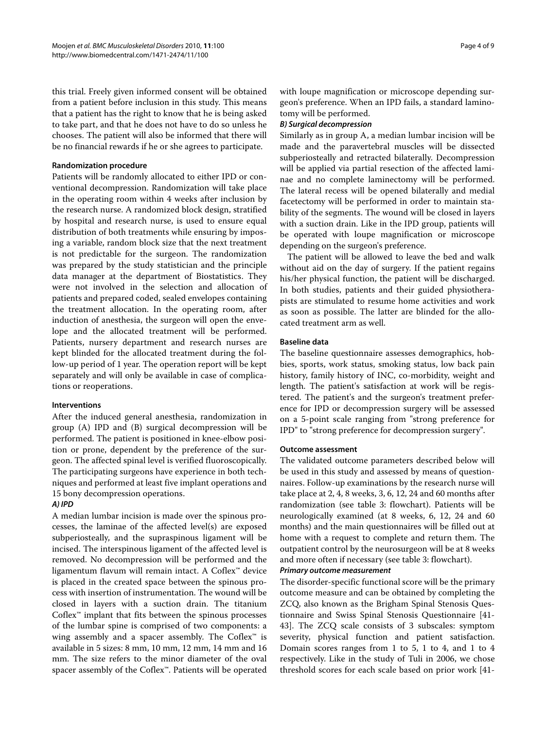this trial. Freely given informed consent will be obtained from a patient before inclusion in this study. This means that a patient has the right to know that he is being asked to take part, and that he does not have to do so unless he chooses. The patient will also be informed that there will be no financial rewards if he or she agrees to participate.

#### Randomization procedure

Patients will be randomly allocated to either IPD or conventional decompression. Randomization will take place in the operating room within 4 weeks after inclusion by the research nurse. A randomized block design, stratified by hospital and research nurse, is used to ensure equal distribution of both treatments while ensuring by imposing a variable, random block size that the next treatment is not predictable for the surgeon. The randomization was prepared by the study statistician and the principle data manager at the department of Biostatistics. They were not involved in the selection and allocation of patients and prepared coded, sealed envelopes containing the treatment allocation. In the operating room, after induction of anesthesia, the surgeon will open the envelope and the allocated treatment will be performed. Patients, nursery department and research nurses are kept blinded for the allocated treatment during the follow-up period of 1 year. The operation report will be kept separately and will only be available in case of complications or reoperations.

#### Interventions

After the induced general anesthesia, randomization in group (A) IPD and (B) surgical decompression will be performed. The patient is positioned in knee-elbow position or prone, dependent by the preference of the surgeon. The affected spinal level is verified fluoroscopically. The participating surgeons have experience in both techniques and performed at least five implant operations and 15 bony decompression operations.

##### *A) IPD*

A median lumbar incision is made over the spinous processes, the laminae of the affected level(s) are exposed subperiosteally, and the supraspinous ligament will be incised. The interspinous ligament of the affected level is removed. No decompression will be performed and the ligamentum flavum will remain intact. A Coflex™ device is placed in the created space between the spinous process with insertion of instrumentation. The wound will be closed in layers with a suction drain. The titanium Coflex™ implant that fits between the spinous processes of the lumbar spine is comprised of two components: a wing assembly and a spacer assembly. The Coflex™ is available in 5 sizes: 8 mm, 10 mm, 12 mm, 14 mm and 16 mm. The size refers to the minor diameter of the oval spacer assembly of the Coflex™. Patients will be operated with loupe magnification or microscope depending surgeon's preference. When an IPD fails, a standard laminotomy will be performed.

##### *B) Surgical decompression*

Similarly as in group A, a median lumbar incision will be made and the paravertebral muscles will be dissected subperiosteally and retracted bilaterally. Decompression will be applied via partial resection of the affected laminae and no complete laminectomy will be performed. The lateral recess will be opened bilaterally and medial facetectomy will be performed in order to maintain stability of the segments. The wound will be closed in layers with a suction drain. Like in the IPD group, patients will be operated with loupe magnification or microscope depending on the surgeon's preference.

The patient will be allowed to leave the bed and walk without aid on the day of surgery. If the patient regains his/her physical function, the patient will be discharged. In both studies, patients and their guided physiotherapists are stimulated to resume home activities and work as soon as possible. The latter are blinded for the allocated treatment arm as well.

#### Baseline data

The baseline questionnaire assesses demographics, hobbies, sports, work status, smoking status, low back pain history, family history of INC, co-morbidity, weight and length. The patient's satisfaction at work will be registered. The patient's and the surgeon's treatment preference for IPD or decompression surgery will be assessed on a 5-point scale ranging from "strong preference for IPD" to "strong preference for decompression surgery".

#### Outcome assessment

The validated outcome parameters described below will be used in this study and assessed by means of questionnaires. Follow-up examinations by the research nurse will take place at 2, 4, 8 weeks, 3, 6, 12, 24 and 60 months after randomization (see table 3: flowchart). Patients will be neurologically examined (at 8 weeks, 6, 12, 24 and 60 months) and the main questionnaires will be filled out at home with a request to complete and return them. The outpatient control by the neurosurgeon will be at 8 weeks and more often if necessary (see table 3: flowchart).

##### *Primary outcome measurement*

The disorder-specific functional score will be the primary outcome measure and can be obtained by completing the ZCQ, also known as the Brigham Spinal Stenosis Questionnaire and Swiss Spinal Stenosis Questionnaire [41-43]. The ZCQ scale consists of 3 subscales: symptom severity, physical function and patient satisfaction. Domain scores ranges from 1 to 5, 1 to 4, and 1 to 4 respectively. Like in the study of Tuli in 2006, we chose threshold scores for each scale based on prior work [41-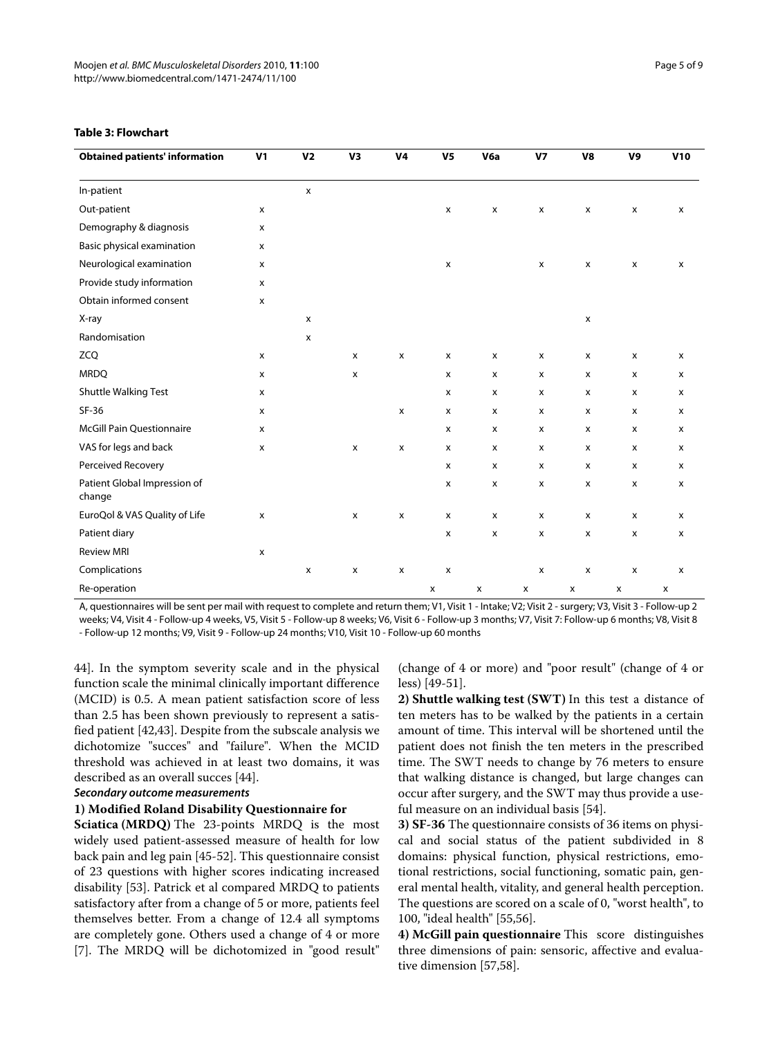**Table 3: Flowchart**

| Obtained patients' information | V1 | V2 | V3 | V4 | V5 | V6a | V7 | V8 | V9 | V10 |
|---|---|---|---|---|---|---|---|---|---|---|
| In-patient | | x | | | | | | | | |
| Out-patient | x | | | | x | x | x | x | x | x |
| Demography & diagnosis | x | | | | | | | | | |
| Basic physical examination | x | | | | | | | | | |
| Neurological examination | x | | | | x | | x | x | x | x |
| Provide study information | x | | | | | | | | | |
| Obtain informed consent | x | | | | | | | | | |
| X-ray | | x | | | | | | x | | |
| Randomisation | | x | | | | | | | | |
| ZCQ | x | | x | x | x | x | x | x | x | x |
| MRDQ | x | | x | | x | x | x | x | x | x |
| Shuttle Walking Test | x | | | | x | x | x | x | x | x |
| SF-36 | x | | | x | x | x | x | x | x | x |
| McGill Pain Questionnaire | x | | | | x | x | x | x | x | x |
| VAS for legs and back | x | | x | x | x | x | x | x | x | x |
| Perceived Recovery | | | | | x | x | x | x | x | x |
| Patient Global Impression of change | | | | | x | x | x | x | x | x |
| EuroQol & VAS Quality of Life | x | | x | x | x | x | x | x | x | x |
| Patient diary | | | | | x | x | x | x | x | x |
| Review MRI | x | | | | | | | | | |
| Complications | | x | x | x | x | | x | x | x | x |
| Re-operation | | | | | x | x | x | x | x | x |

A, questionnaires will be sent per mail with request to complete and return them; V1, Visit 1 - Intake; V2; Visit 2 - surgery; V3, Visit 3 - Follow-up 2 weeks; V4, Visit 4 - Follow-up 4 weeks, V5, Visit 5 - Follow-up 8 weeks; V6, Visit 6 - Follow-up 3 months; V7, Visit 7: Follow-up 6 months; V8, Visit 8 - Follow-up 12 months; V9, Visit 9 - Follow-up 24 months; V10, Visit 10 - Follow-up 60 months

44]. In the symptom severity scale and in the physical function scale the minimal clinically important difference (MCID) is 0.5. A mean patient satisfaction score of less than 2.5 has been shown previously to represent a satisfied patient [42,43]. Despite from the subscale analysis we dichotomize "succes" and "failure". When the MCID threshold was achieved in at least two domains, it was described as an overall succes [44].

***Secondary outcome measurements***

**1) Modified Roland Disability Questionnaire for Sciatica (MRDQ)** The 23-points MRDQ is the most widely used patient-assessed measure of health for low back pain and leg pain [45-52]. This questionnaire consist of 23 questions with higher scores indicating increased disability [53]. Patrick et al compared MRDQ to patients satisfactory after from a change of 5 or more, patients feel themselves better. From a change of 12.4 all symptoms are completely gone. Others used a change of 4 or more [7]. The MRDQ will be dichotomized in "good result" (change of 4 or more) and "poor result" (change of 4 or less) [49-51].

**2) Shuttle walking test (SWT)** In this test a distance of ten meters has to be walked by the patients in a certain amount of time. This interval will be shortened until the patient does not finish the ten meters in the prescribed time. The SWT needs to change by 76 meters to ensure that walking distance is changed, but large changes can occur after surgery, and the SWT may thus provide a useful measure on an individual basis [54].

**3) SF-36** The questionnaire consists of 36 items on physical and social status of the patient subdivided in 8 domains: physical function, physical restrictions, emotional restrictions, social functioning, somatic pain, general mental health, vitality, and general health perception. The questions are scored on a scale of 0, "worst health", to 100, "ideal health" [55,56].

**4) McGill pain questionnaire** This score distinguishes three dimensions of pain: sensoric, affective and evaluative dimension [57,58].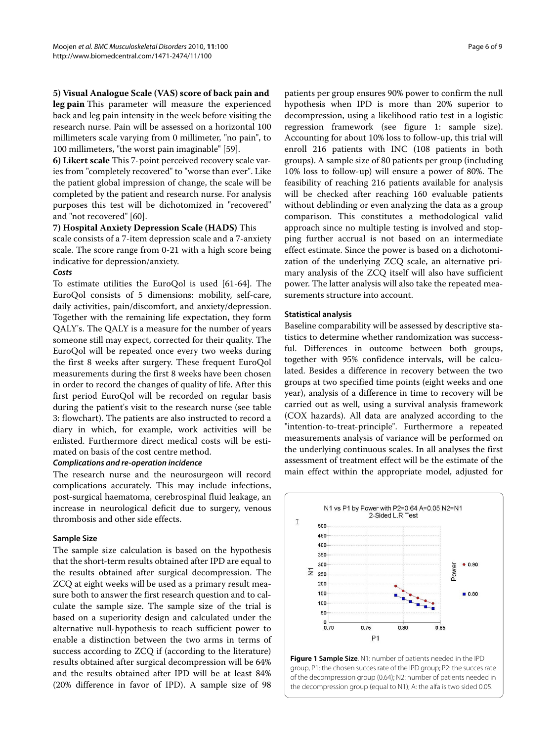**5) Visual Analogue Scale (VAS) score of back pain and leg pain** This parameter will measure the experienced back and leg pain intensity in the week before visiting the research nurse. Pain will be assessed on a horizontal 100 millimeters scale varying from 0 millimeter, "no pain", to 100 millimeters, "the worst pain imaginable" [59].

**6) Likert scale** This 7-point perceived recovery scale varies from "completely recovered" to "worse than ever". Like the patient global impression of change, the scale will be completed by the patient and research nurse. For analysis purposes this test will be dichotomized in "recovered" and "not recovered" [60].

**7) Hospital Anxiety Depression Scale (HADS)** This scale consists of a 7-item depression scale and a 7-anxiety scale. The score range from 0-21 with a high score being indicative for depression/anxiety.

#### *Costs*

To estimate utilities the EuroQol is used [61-64]. The EuroQol consists of 5 dimensions: mobility, self-care, daily activities, pain/discomfort, and anxiety/depression. Together with the remaining life expectation, they form QALY's. The QALY is a measure for the number of years someone still may expect, corrected for their quality. The EuroQol will be repeated once every two weeks during the first 8 weeks after surgery. These frequent EuroQol measurements during the first 8 weeks have been chosen in order to record the changes of quality of life. After this first period EuroQol will be recorded on regular basis during the patient's visit to the research nurse (see table 3: flowchart). The patients are also instructed to record a diary in which, for example, work activities will be enlisted. Furthermore direct medical costs will be estimated on basis of the cost centre method.

#### *Complications and re-operation incidence*

The research nurse and the neurosurgeon will record complications accurately. This may include infections, post-surgical haematoma, cerebrospinal fluid leakage, an increase in neurological deficit due to surgery, venous thrombosis and other side effects.

### Sample Size

The sample size calculation is based on the hypothesis that the short-term results obtained after IPD are equal to the results obtained after surgical decompression. The ZCQ at eight weeks will be used as a primary result measure both to answer the first research question and to calculate the sample size. The sample size of the trial is based on a superiority design and calculated under the alternative null-hypothesis to reach sufficient power to enable a distinction between the two arms in terms of success according to ZCQ if (according to the literature) results obtained after surgical decompression will be 64% and the results obtained after IPD will be at least 84% (20% difference in favor of IPD). A sample size of 98 patients per group ensures 90% power to confirm the null hypothesis when IPD is more than 20% superior to decompression, using a likelihood ratio test in a logistic regression framework (see figure 1: sample size). Accounting for about 10% loss to follow-up, this trial will enroll 216 patients with INC (108 patients in both groups). A sample size of 80 patients per group (including 10% loss to follow-up) will ensure a power of 80%. The feasibility of reaching 216 patients available for analysis will be checked after reaching 160 evaluable patients without deblinding or even analyzing the data as a group comparison. This constitutes a methodological valid approach since no multiple testing is involved and stopping further accrual is not based on an intermediate effect estimate. Since the power is based on a dichotomization of the underlying ZCQ scale, an alternative primary analysis of the ZCQ itself will also have sufficient power. The latter analysis will also take the repeated measurements structure into account.

### Statistical analysis

Baseline comparability will be assessed by descriptive statistics to determine whether randomization was successful. Differences in outcome between both groups, together with 95% confidence intervals, will be calculated. Besides a difference in recovery between the two groups at two specified time points (eight weeks and one year), analysis of a difference in time to recovery will be carried out as well, using a survival analysis framework (COX hazards). All data are analyzed according to the "intention-to-treat-principle". Furthermore a repeated measurements analysis of variance will be performed on the underlying continuous scales. In all analyses the first assessment of treatment effect will be the estimate of the main effect within the appropriate model, adjusted for

**Figure 1 Sample Size**. N1: number of patients needed in the IPD group, P1: the chosen succes rate of the IPD group; P2: the succes rate of the decompression group (0.64); N2: number of patients needed in the decompression group (equal to N1); A: the alfa is two sided 0.05.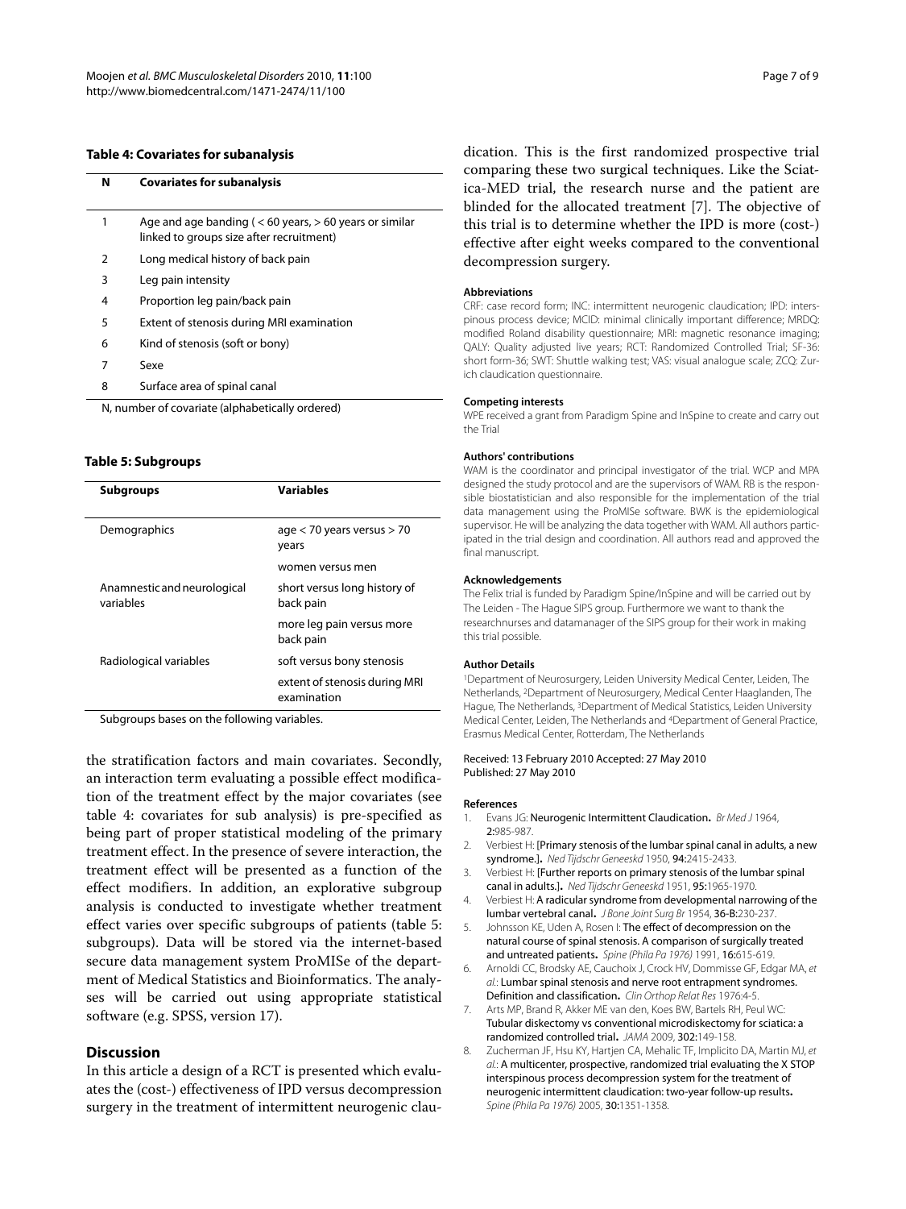**Table 4: Covariates for subanalysis**

| N | Covariates for subanalysis |
| --- | --- |
| 1 | Age and age banding ( < 60 years, > 60 years or similar linked to groups size after recruitment) |
| 2 | Long medical history of back pain |
| 3 | Leg pain intensity |
| 4 | Proportion leg pain/back pain |
| 5 | Extent of stenosis during MRI examination |
| 6 | Kind of stenosis (soft or bony) |
| 7 | Sexe |
| 8 | Surface area of spinal canal |

N, number of covariate (alphabetically ordered)

**Table 5: Subgroups**

| Subgroups | Variables |
| --- | --- |
| Demographics | age < 70 years versus > 70 years |
| | women versus men |
| Anamnestic and neurological variables | short versus long history of back pain |
| | more leg pain versus more back pain |
| Radiological variables | soft versus bony stenosis |
| | extent of stenosis during MRI examination |

Subgroups bases on the following variables.

the stratification factors and main covariates. Secondly, an interaction term evaluating a possible effect modification of the treatment effect by the major covariates (see table 4: covariates for sub analysis) is pre-specified as being part of proper statistical modeling of the primary treatment effect. In the presence of severe interaction, the treatment effect will be presented as a function of the effect modifiers. In addition, an explorative subgroup analysis is conducted to investigate whether treatment effect varies over specific subgroups of patients (table 5: subgroups). Data will be stored via the internet-based secure data management system ProMISe of the department of Medical Statistics and Bioinformatics. The analyses will be carried out using appropriate statistical software (e.g. SPSS, version 17).

## Discussion

In this article a design of a RCT is presented which evaluates the (cost-) effectiveness of IPD versus decompression surgery in the treatment of intermittent neurogenic claudication. This is the first randomized prospective trial comparing these two surgical techniques. Like the Sciatica-MED trial, the research nurse and the patient are blinded for the allocated treatment [7]. The objective of this trial is to determine whether the IPD is more (cost-) effective after eight weeks compared to the conventional decompression surgery.

### Abbreviations

CRF: case record form; INC: intermittent neurogenic claudication; IPD: interspinous process device; MCID: minimal clinically important difference; MRDQ: modified Roland disability questionnaire; MRI: magnetic resonance imaging; QALY: Quality adjusted live years; RCT: Randomized Controlled Trial; SF-36: short form-36; SWT: Shuttle walking test; VAS: visual analogue scale; ZCQ: Zurich claudication questionnaire.

### Competing interests

WPE received a grant from Paradigm Spine and InSpine to create and carry out the Trial

### Authors' contributions

WAM is the coordinator and principal investigator of the trial. WCP and MPA designed the study protocol and are the supervisors of WAM. RB is the responsible biostatistician and also responsible for the implementation of the trial data management using the ProMISe software. BWK is the epidemiological supervisor. He will be analyzing the data together with WAM. All authors participated in the trial design and coordination. All authors read and approved the final manuscript.

### Acknowledgements

The Felix trial is funded by Paradigm Spine/InSpine and will be carried out by The Leiden - The Hague SIPS group. Furthermore we want to thank the researchnurses and datamanager of the SIPS group for their work in making this trial possible.

### Author Details

[1]Department of Neurosurgery, Leiden University Medical Center, Leiden, The Netherlands, [2]Department of Neurosurgery, Medical Center Haaglanden, The Hague, The Netherlands, [3]Department of Medical Statistics, Leiden University Medical Center, Leiden, The Netherlands and [4]Department of General Practice, Erasmus Medical Center, Rotterdam, The Netherlands

Received: 13 February 2010 Accepted: 27 May 2010
Published: 27 May 2010

### References

1. Evans JG: **Neurogenic Intermittent Claudication.** *Br Med J* 1964, **2:**985-987.
2. Verbiest H: **[Primary stenosis of the lumbar spinal canal in adults, a new syndrome.].** *Ned Tijdschr Geneeskd* 1950, **94:**2415-2433.
3. Verbiest H: **[Further reports on primary stenosis of the lumbar spinal canal in adults.].** *Ned Tijdschr Geneeskd* 1951, **95:**1965-1970.
4. Verbiest H: **A radicular syndrome from developmental narrowing of the lumbar vertebral canal.** *J Bone Joint Surg Br* 1954, **36-B:**230-237.
5. Johnsson KE, Uden A, Rosen I: **The effect of decompression on the natural course of spinal stenosis. A comparison of surgically treated and untreated patients.** *Spine (Phila Pa 1976)* 1991, **16:**615-619.
6. Arnoldi CC, Brodsky AE, Cauchoix J, Crock HV, Dommisse GF, Edgar MA, *et al.*: **Lumbar spinal stenosis and nerve root entrapment syndromes. Definition and classification.** *Clin Orthop Relat Res* 1976:4-5.
7. Arts MP, Brand R, Akker ME van den, Koes BW, Bartels RH, Peul WC: **Tubular diskectomy vs conventional microdiskectomy for sciatica: a randomized controlled trial.** *JAMA* 2009, **302:**149-158.
8. Zucherman JF, Hsu KY, Hartjen CA, Mehalic TF, Implicito DA, Martin MJ, *et al.*: **A multicenter, prospective, randomized trial evaluating the X STOP interspinous process decompression system for the treatment of neurogenic intermittent claudication: two-year follow-up results.** *Spine (Phila Pa 1976)* 2005, **30:**1351-1358.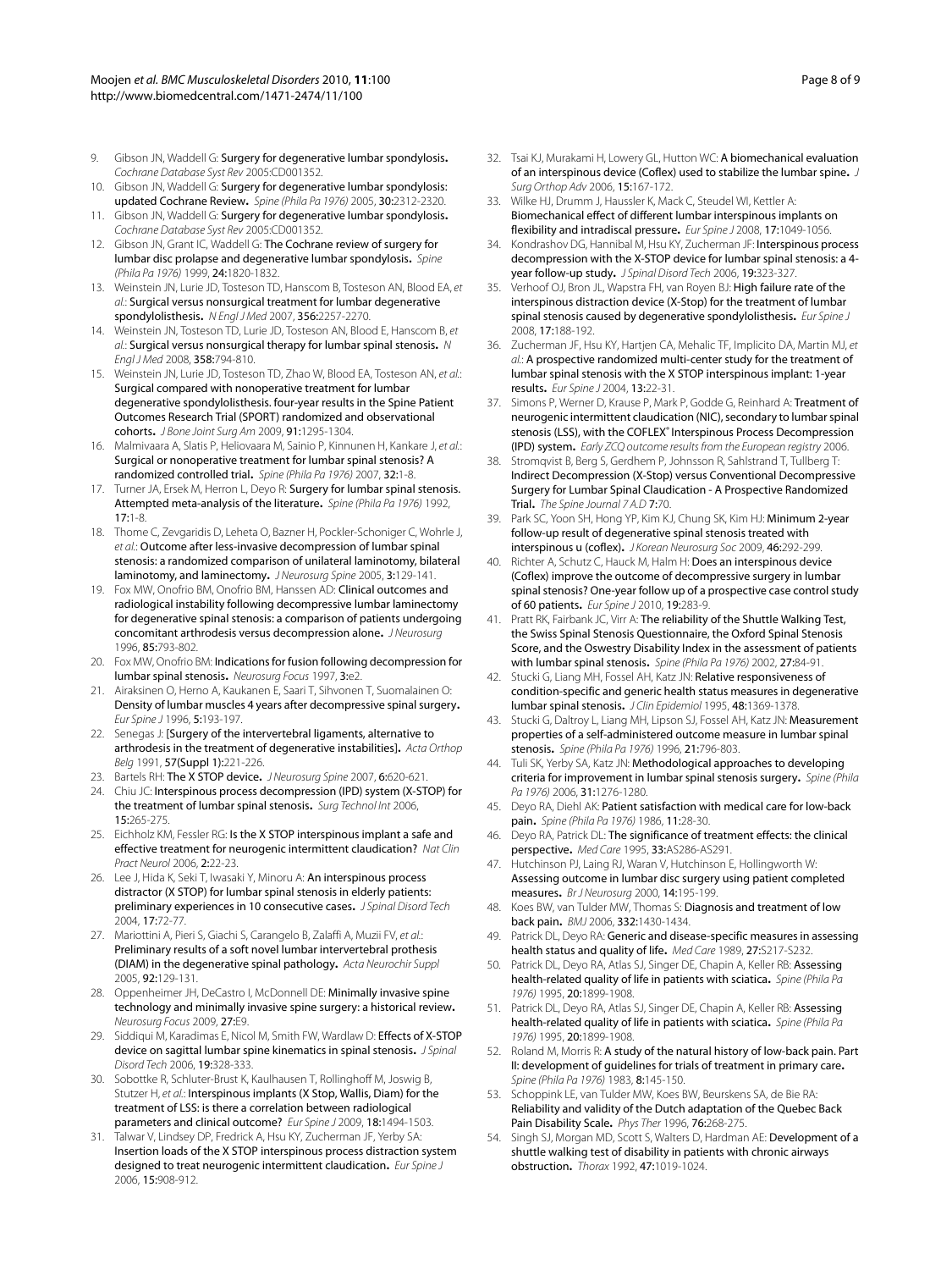9. Gibson JN, Waddell G: **Surgery for degenerative lumbar spondylosis.** *Cochrane Database Syst Rev* 2005:CD001352.
10. Gibson JN, Waddell G: **Surgery for degenerative lumbar spondylosis: updated Cochrane Review.** *Spine (Phila Pa 1976)* 2005, **30:**2312-2320.
11. Gibson JN, Waddell G: **Surgery for degenerative lumbar spondylosis.** *Cochrane Database Syst Rev* 2005:CD001352.
12. Gibson JN, Grant IC, Waddell G: **The Cochrane review of surgery for lumbar disc prolapse and degenerative lumbar spondylosis.** *Spine (Phila Pa 1976)* 1999, **24:**1820-1832.
13. Weinstein JN, Lurie JD, Tosteson TD, Hanscom B, Tosteson AN, Blood EA, *et al.*: **Surgical versus nonsurgical treatment for lumbar degenerative spondylolisthesis.** *N Engl J Med* 2007, **356:**2257-2270.
14. Weinstein JN, Tosteson TD, Lurie JD, Tosteson AN, Blood E, Hanscom B, *et al.*: **Surgical versus nonsurgical therapy for lumbar spinal stenosis.** *N Engl J Med* 2008, **358:**794-810.
15. Weinstein JN, Lurie JD, Tosteson TD, Zhao W, Blood EA, Tosteson AN, *et al.*: **Surgical compared with nonoperative treatment for lumbar degenerative spondylolisthesis. four-year results in the Spine Patient Outcomes Research Trial (SPORT) randomized and observational cohorts.** *J Bone Joint Surg Am* 2009, **91:**1295-1304.
16. Malmivaara A, Slatis P, Heliovaara M, Sainio P, Kinnunen H, Kankare J, *et al.*: **Surgical or nonoperative treatment for lumbar spinal stenosis? A randomized controlled trial.** *Spine (Phila Pa 1976)* 2007, **32:**1-8.
17. Turner JA, Ersek M, Herron L, Deyo R: **Surgery for lumbar spinal stenosis. Attempted meta-analysis of the literature.** *Spine (Phila Pa 1976)* 1992, **17:**1-8.
18. Thome C, Zevgaridis D, Leheta O, Bazner H, Pockler-Schoniger C, Wohrle J, *et al.*: **Outcome after less-invasive decompression of lumbar spinal stenosis: a randomized comparison of unilateral laminotomy, bilateral laminotomy, and laminectomy.** *J Neurosurg Spine* 2005, **3:**129-141.
19. Fox MW, Onofrio BM, Onofrio BM, Hanssen AD: **Clinical outcomes and radiological instability following decompressive lumbar laminectomy for degenerative spinal stenosis: a comparison of patients undergoing concomitant arthrodesis versus decompression alone.** *J Neurosurg* 1996, **85:**793-802.
20. Fox MW, Onofrio BM: **Indications for fusion following decompression for lumbar spinal stenosis.** *Neurosurg Focus* 1997, **3:**e2.
21. Airaksinen O, Herno A, Kaukanen E, Saari T, Sihvonen T, Suomalainen O: **Density of lumbar muscles 4 years after decompressive spinal surgery.** *Eur Spine J* 1996, **5:**193-197.
22. Senegas J: **[Surgery of the intervertebral ligaments, alternative to arthrodesis in the treatment of degenerative instabilities].** *Acta Orthop Belg* 1991, **57(Suppl 1):**221-226.
23. Bartels RH: **The X STOP device.** *J Neurosurg Spine* 2007, **6:**620-621.
24. Chiu JC: **Interspinous process decompression (IPD) system (X-STOP) for the treatment of lumbar spinal stenosis.** *Surg Technol Int* 2006, **15:**265-275.
25. Eichholz KM, Fessler RG: **Is the X STOP interspinous implant a safe and effective treatment for neurogenic intermittent claudication?** *Nat Clin Pract Neurol* 2006, **2:**22-23.
26. Lee J, Hida K, Seki T, Iwasaki Y, Minoru A: **An interspinous process distractor (X STOP) for lumbar spinal stenosis in elderly patients: preliminary experiences in 10 consecutive cases.** *J Spinal Disord Tech* 2004, **17:**72-77.
27. Mariottini A, Pieri S, Giachi S, Carangelo B, Zalaffi A, Muzii FV, *et al.*: **Preliminary results of a soft novel lumbar intervertebral prothesis (DIAM) in the degenerative spinal pathology.** *Acta Neurochir Suppl* 2005, **92:**129-131.
28. Oppenheimer JH, DeCastro I, McDonnell DE: **Minimally invasive spine technology and minimally invasive spine surgery: a historical review.** *Neurosurg Focus* 2009, **27:**E9.
29. Siddiqui M, Karadimas E, Nicol M, Smith FW, Wardlaw D: **Effects of X-STOP device on sagittal lumbar spine kinematics in spinal stenosis.** *J Spinal Disord Tech* 2006, **19:**328-333.
30. Sobottke R, Schluter-Brust K, Kaulhausen T, Rollinghoff M, Joswig B, Stutzer H, *et al.*: **Interspinous implants (X Stop, Wallis, Diam) for the treatment of LSS: is there a correlation between radiological parameters and clinical outcome?** *Eur Spine J* 2009, **18:**1494-1503.
31. Talwar V, Lindsey DP, Fredrick A, Hsu KY, Zucherman JF, Yerby SA: **Insertion loads of the X STOP interspinous process distraction system designed to treat neurogenic intermittent claudication.** *Eur Spine J* 2006, **15:**908-912.
32. Tsai KJ, Murakami H, Lowery GL, Hutton WC: **A biomechanical evaluation of an interspinous device (Coflex) used to stabilize the lumbar spine.** *J Surg Orthop Adv* 2006, **15:**167-172.
33. Wilke HJ, Drumm J, Haussler K, Mack C, Steudel WI, Kettler A: **Biomechanical effect of different lumbar interspinous implants on flexibility and intradiscal pressure.** *Eur Spine J* 2008, **17:**1049-1056.
34. Kondrashov DG, Hannibal M, Hsu KY, Zucherman JF: **Interspinous process decompression with the X-STOP device for lumbar spinal stenosis: a 4-year follow-up study.** *J Spinal Disord Tech* 2006, **19:**323-327.
35. Verhoof OJ, Bron JL, Wapstra FH, van Royen BJ: **High failure rate of the interspinous distraction device (X-Stop) for the treatment of lumbar spinal stenosis caused by degenerative spondylolisthesis.** *Eur Spine J* 2008, **17:**188-192.
36. Zucherman JF, Hsu KY, Hartjen CA, Mehalic TF, Implicito DA, Martin MJ, *et al.*: **A prospective randomized multi-center study for the treatment of lumbar spinal stenosis with the X STOP interspinous implant: 1-year results.** *Eur Spine J* 2004, **13:**22-31.
37. Simons P, Werner D, Krause P, Mark P, Godde G, Reinhard A: **Treatment of neurogenic intermittent claudication (NIC), secondary to lumbar spinal stenosis (LSS), with the COFLEX® Interspinous Process Decompression (IPD) system.** *Early ZCQ outcome results from the European registry* 2006.
38. Stromqvist B, Berg S, Gerdhem P, Johnsson R, Sahlstrand T, Tullberg T: **Indirect Decompression (X-Stop) versus Conventional Decompressive Surgery for Lumbar Spinal Claudication - A Prospective Randomized Trial.** *The Spine Journal 7 A.D* **7:**70.
39. Park SC, Yoon SH, Hong YP, Kim KJ, Chung SK, Kim HJ: **Minimum 2-year follow-up result of degenerative spinal stenosis treated with interspinous u (coflex).** *J Korean Neurosurg Soc* 2009, **46:**292-299.
40. Richter A, Schutz C, Hauck M, Halm H: **Does an interspinous device (Coflex) improve the outcome of decompressive surgery in lumbar spinal stenosis? One-year follow up of a prospective case control study of 60 patients.** *Eur Spine J* 2010, **19:**283-9.
41. Pratt RK, Fairbank JC, Virr A: **The reliability of the Shuttle Walking Test, the Swiss Spinal Stenosis Questionnaire, the Oxford Spinal Stenosis Score, and the Oswestry Disability Index in the assessment of patients with lumbar spinal stenosis.** *Spine (Phila Pa 1976)* 2002, **27:**84-91.
42. Stucki G, Liang MH, Fossel AH, Katz JN: **Relative responsiveness of condition-specific and generic health status measures in degenerative lumbar spinal stenosis.** *J Clin Epidemiol* 1995, **48:**1369-1378.
43. Stucki G, Daltroy L, Liang MH, Lipson SJ, Fossel AH, Katz JN: **Measurement properties of a self-administered outcome measure in lumbar spinal stenosis.** *Spine (Phila Pa 1976)* 1996, **21:**796-803.
44. Tuli SK, Yerby SA, Katz JN: **Methodological approaches to developing criteria for improvement in lumbar spinal stenosis surgery.** *Spine (Phila Pa 1976)* 2006, **31:**1276-1280.
45. Deyo RA, Diehl AK: **Patient satisfaction with medical care for low-back pain.** *Spine (Phila Pa 1976)* 1986, **11:**28-30.
46. Deyo RA, Patrick DL: **The significance of treatment effects: the clinical perspective.** *Med Care* 1995, **33:**AS286-AS291.
47. Hutchinson PJ, Laing RJ, Waran V, Hutchinson E, Hollingworth W: **Assessing outcome in lumbar disc surgery using patient completed measures.** *Br J Neurosurg* 2000, **14:**195-199.
48. Koes BW, van Tulder MW, Thomas S: **Diagnosis and treatment of low back pain.** *BMJ* 2006, **332:**1430-1434.
49. Patrick DL, Deyo RA: **Generic and disease-specific measures in assessing health status and quality of life.** *Med Care* 1989, **27:**S217-S232.
50. Patrick DL, Deyo RA, Atlas SJ, Singer DE, Chapin A, Keller RB: **Assessing health-related quality of life in patients with sciatica.** *Spine (Phila Pa 1976)* 1995, **20:**1899-1908.
51. Patrick DL, Deyo RA, Atlas SJ, Singer DE, Chapin A, Keller RB: **Assessing health-related quality of life in patients with sciatica.** *Spine (Phila Pa 1976)* 1995, **20:**1899-1908.
52. Roland M, Morris R: **A study of the natural history of low-back pain. Part II: development of guidelines for trials of treatment in primary care.** *Spine (Phila Pa 1976)* 1983, **8:**145-150.
53. Schoppink LE, van Tulder MW, Koes BW, Beurskens SA, de Bie RA: **Reliability and validity of the Dutch adaptation of the Quebec Back Pain Disability Scale.** *Phys Ther* 1996, **76:**268-275.
54. Singh SJ, Morgan MD, Scott S, Walters D, Hardman AE: **Development of a shuttle walking test of disability in patients with chronic airways obstruction.** *Thorax* 1992, **47:**1019-1024.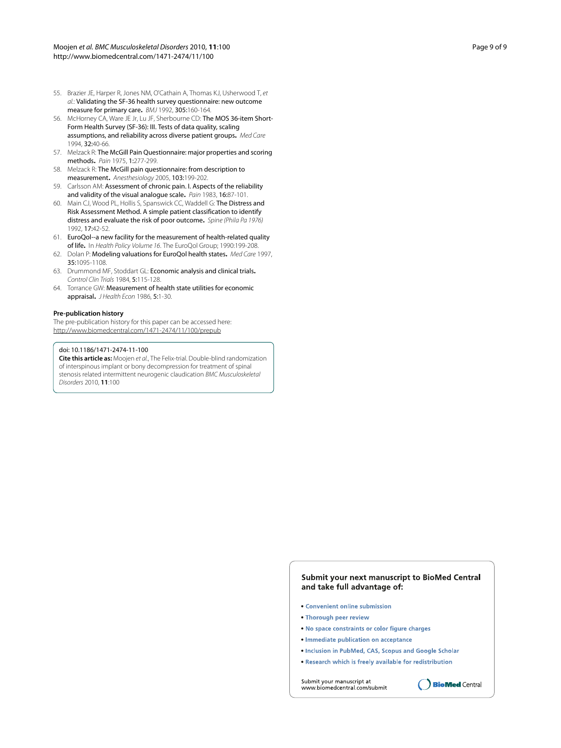55. Brazier JE, Harper R, Jones NM, O'Cathain A, Thomas KJ, Usherwood T, *et al.*: **Validating the SF-36 health survey questionnaire: new outcome measure for primary care.** *BMJ* 1992, **305**:160-164.
56. McHorney CA, Ware JE Jr, Lu JF, Sherbourne CD: **The MOS 36-item Short-Form Health Survey (SF-36): III. Tests of data quality, scaling assumptions, and reliability across diverse patient groups.** *Med Care* 1994, **32**:40-66.
57. Melzack R: **The McGill Pain Questionnaire: major properties and scoring methods.** *Pain* 1975, **1**:277-299.
58. Melzack R: **The McGill pain questionnaire: from description to measurement.** *Anesthesiology* 2005, **103**:199-202.
59. Carlsson AM: **Assessment of chronic pain. I. Aspects of the reliability and validity of the visual analogue scale.** *Pain* 1983, **16**:87-101.
60. Main CJ, Wood PL, Hollis S, Spanswick CC, Waddell G: **The Distress and Risk Assessment Method. A simple patient classification to identify distress and evaluate the risk of poor outcome.** *Spine (Phila Pa 1976)* 1992, **17**:42-52.
61. **EuroQol--a new facility for the measurement of health-related quality of life.** In *Health Policy Volume 16*. The EuroQol Group; 1990:199-208.
62. Dolan P: **Modeling valuations for EuroQol health states.** *Med Care* 1997, **35**:1095-1108.
63. Drummond MF, Stoddart GL: **Economic analysis and clinical trials.** *Control Clin Trials* 1984, **5**:115-128.
64. Torrance GW: **Measurement of health state utilities for economic appraisal.** *J Health Econ* 1986, **5**:1-30.

**Pre-publication history**

The pre-publication history for this paper can be accessed here:
http://www.biomedcentral.com/1471-2474/11/100/prepub

doi: 10.1186/1471-2474-11-100

**Cite this article as:** Moojen *et al.*, The Felix-trial. Double-blind randomization of interspinous implant or bony decompression for treatment of spinal stenosis related intermittent neurogenic claudication *BMC Musculoskeletal Disorders* 2010, **11**:100

**Submit your next manuscript to BioMed Central and take full advantage of:**

- Convenient online submission
- Thorough peer review
- No space constraints or color figure charges
- Immediate publication on acceptance
- Inclusion in PubMed, CAS, Scopus and Google Scholar
- Research which is freely available for redistribution

Submit your manuscript at
www.biomedcentral.com/submit

BioMed Central